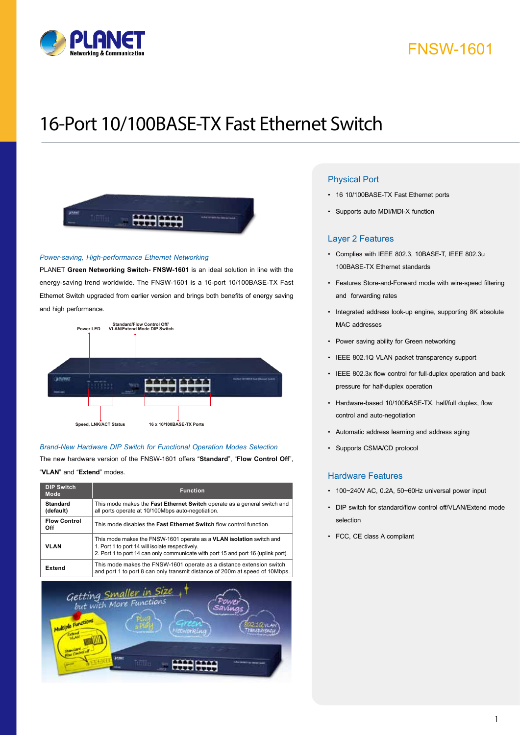FNSW-1601

# 16-Port 10/100BASE-TX Fast Ethernet Switch

*Power-saving, High-performance Ethernet Networking*

PLANET **Green Networking Switch- FNSW-1601** is an ideal solution in line with the energy-saving trend worldwide. The FNSW-1601 is a 16-port 10/100BASE-TX Fast Ethernet Switch upgraded from earlier version and brings both benefits of energy saving and high performance.

Power LED

Standard/Flow Control Off/ VLAN/Extend Mode DIP Switch

Speed, LNK/ACT Status

16 x 10/100BASE-TX Ports

*Brand-New Hardware DIP Switch for Functional Operation Modes Selection*

The new hardware version of the FNSW-1601 offers "**Standard**", "**Flow Control Off**", "**VLAN**" and "**Extend**" modes.

| DIP Switch Mode | Function |
|---|---|
| **Standard (default)** | This mode makes the **Fast Ethernet Switch** operate as a general switch and all ports operate at 10/100Mbps auto-negotiation. |
| **Flow Control Off** | This mode disables the **Fast Ethernet Switch** flow control function. |
| **VLAN** | This mode makes the FNSW-1601 operate as a **VLAN isolation** switch and<br>1. Port 1 to port 14 will isolate respectively.<br>2. Port 1 to port 14 can only communicate with port 15 and port 16 (uplink port). |
| **Extend** | This mode makes the FNSW-1601 operate as a distance extension switch and port 1 to port 8 can only transmit distance of 200m at speed of 10Mbps. |

## Physical Port

- 16 10/100BASE-TX Fast Ethernet ports
- Supports auto MDI/MDI-X function

## Layer 2 Features

- Complies with IEEE 802.3, 10BASE-T, IEEE 802.3u 100BASE-TX Ethernet standards
- Features Store-and-Forward mode with wire-speed filtering and forwarding rates
- Integrated address look-up engine, supporting 8K absolute MAC addresses
- Power saving ability for Green networking
- IEEE 802.1Q VLAN packet transparency support
- IEEE 802.3x flow control for full-duplex operation and back pressure for half-duplex operation
- Hardware-based 10/100BASE-TX, half/full duplex, flow control and auto-negotiation
- Automatic address learning and address aging
- Supports CSMA/CD protocol

## Hardware Features

- 100~240V AC, 0.2A, 50~60Hz universal power input
- DIP switch for standard/flow control off/VLAN/Extend mode selection
- FCC, CE class A compliant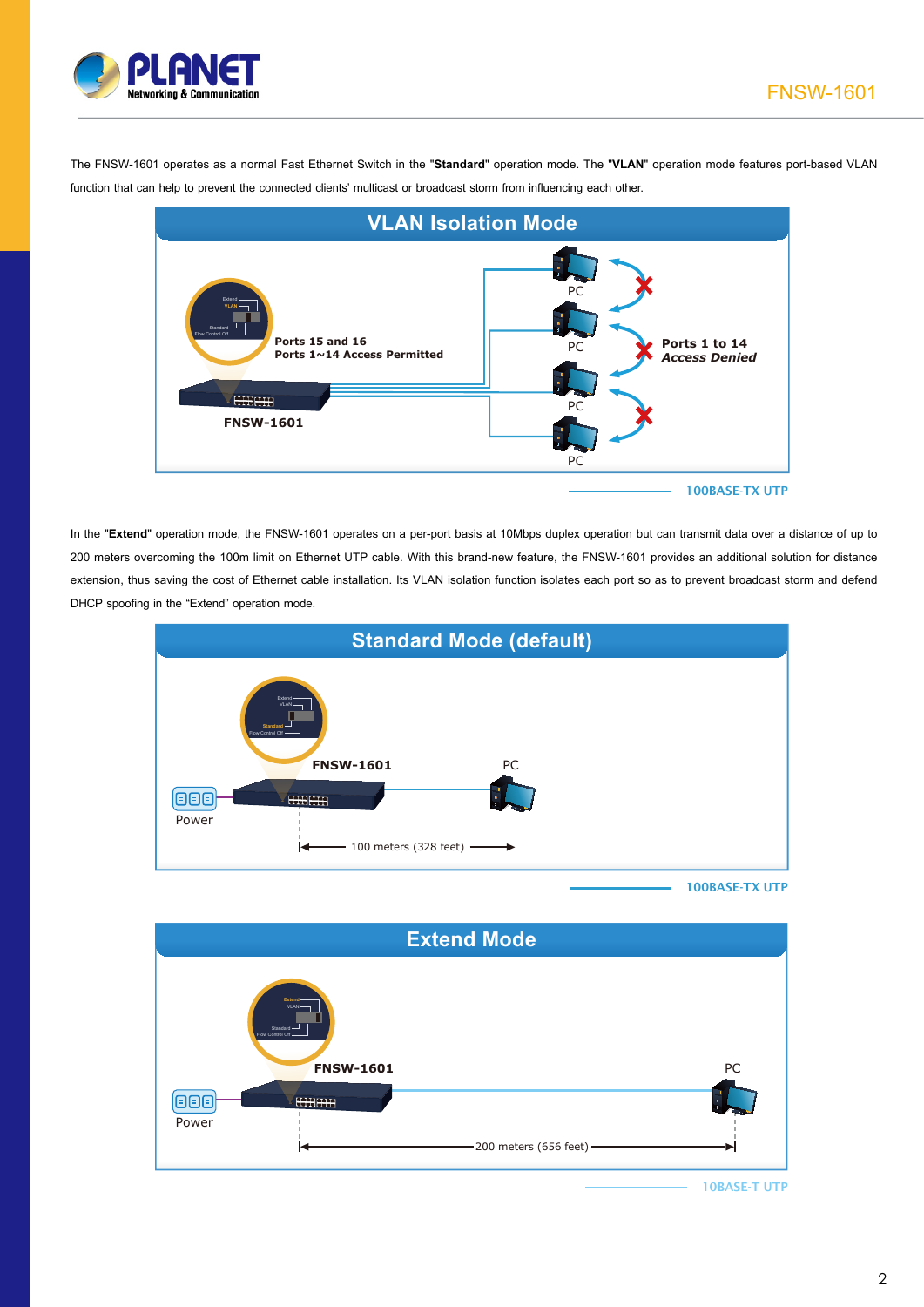The FNSW-1601 operates as a normal Fast Ethernet Switch in the "**Standard**" operation mode. The "**VLAN**" operation mode features port-based VLAN function that can help to prevent the connected clients' multicast or broadcast storm from influencing each other.

## VLAN Isolation Mode

Ports 15 and 16
Ports 1~14 Access Permitted

FNSW-1601

PC

PC

PC

PC

Ports 1 to 14
*Access Denied*

100BASE-TX UTP

In the "**Extend**" operation mode, the FNSW-1601 operates on a per-port basis at 10Mbps duplex operation but can transmit data over a distance of up to 200 meters overcoming the 100m limit on Ethernet UTP cable. With this brand-new feature, the FNSW-1601 provides an additional solution for distance extension, thus saving the cost of Ethernet cable installation. Its VLAN isolation function isolates each port so as to prevent broadcast storm and defend DHCP spoofing in the "Extend" operation mode.

## Standard Mode (default)

FNSW-1601

PC

Power

100 meters (328 feet)

100BASE-TX UTP

## Extend Mode

FNSW-1601

PC

Power

200 meters (656 feet)

10BASE-T UTP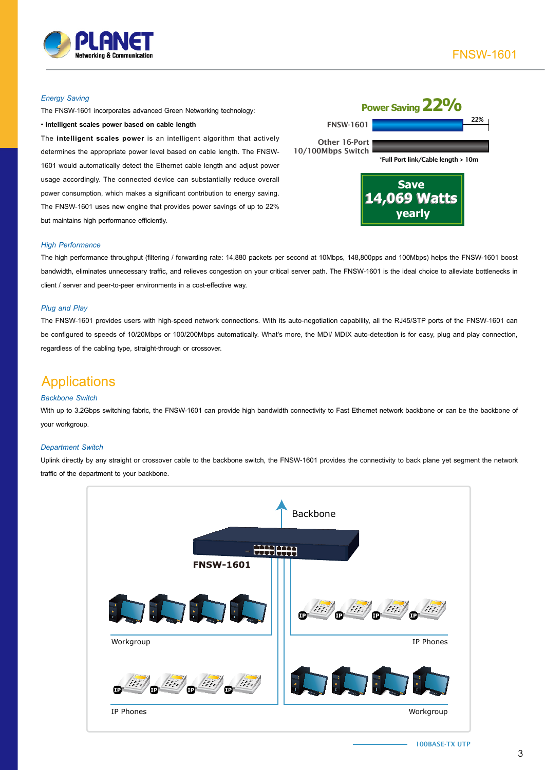### Energy Saving

The FNSW-1601 incorporates advanced Green Networking technology:

- **Intelligent scales power based on cable length**

The **intelligent scales power** is an intelligent algorithm that actively determines the appropriate power level based on cable length. The FNSW-1601 would automatically detect the Ethernet cable length and adjust power usage accordingly. The connected device can substantially reduce overall power consumption, which makes a significant contribution to energy saving. The FNSW-1601 uses new engine that provides power savings of up to 22% but maintains high performance efficiently.

Power Saving 22%

FNSW-1601 — 22%

Other 16-Port 10/100Mbps Switch

*Full Port link/Cable length > 10m

Save 14,069 Watts yearly

### High Performance

The high performance throughput (filtering / forwarding rate: 14,880 packets per second at 10Mbps, 148,800pps and 100Mbps) helps the FNSW-1601 boost bandwidth, eliminates unnecessary traffic, and relieves congestion on your critical server path. The FNSW-1601 is the ideal choice to alleviate bottlenecks in client / server and peer-to-peer environments in a cost-effective way.

### Plug and Play

The FNSW-1601 provides users with high-speed network connections. With its auto-negotiation capability, all the RJ45/STP ports of the FNSW-1601 can be configured to speeds of 10/20Mbps or 100/200Mbps automatically. What's more, the MDI/ MDIX auto-detection is for easy, plug and play connection, regardless of the cabling type, straight-through or crossover.

## Applications

### Backbone Switch

With up to 3.2Gbps switching fabric, the FNSW-1601 can provide high bandwidth connectivity to Fast Ethernet network backbone or can be the backbone of your workgroup.

### Department Switch

Uplink directly by any straight or crossover cable to the backbone switch, the FNSW-1601 provides the connectivity to back plane yet segment the network traffic of the department to your backbone.

Backbone

FNSW-1601

Workgroup — IP Phones

IP Phones — Workgroup

100BASE-TX UTP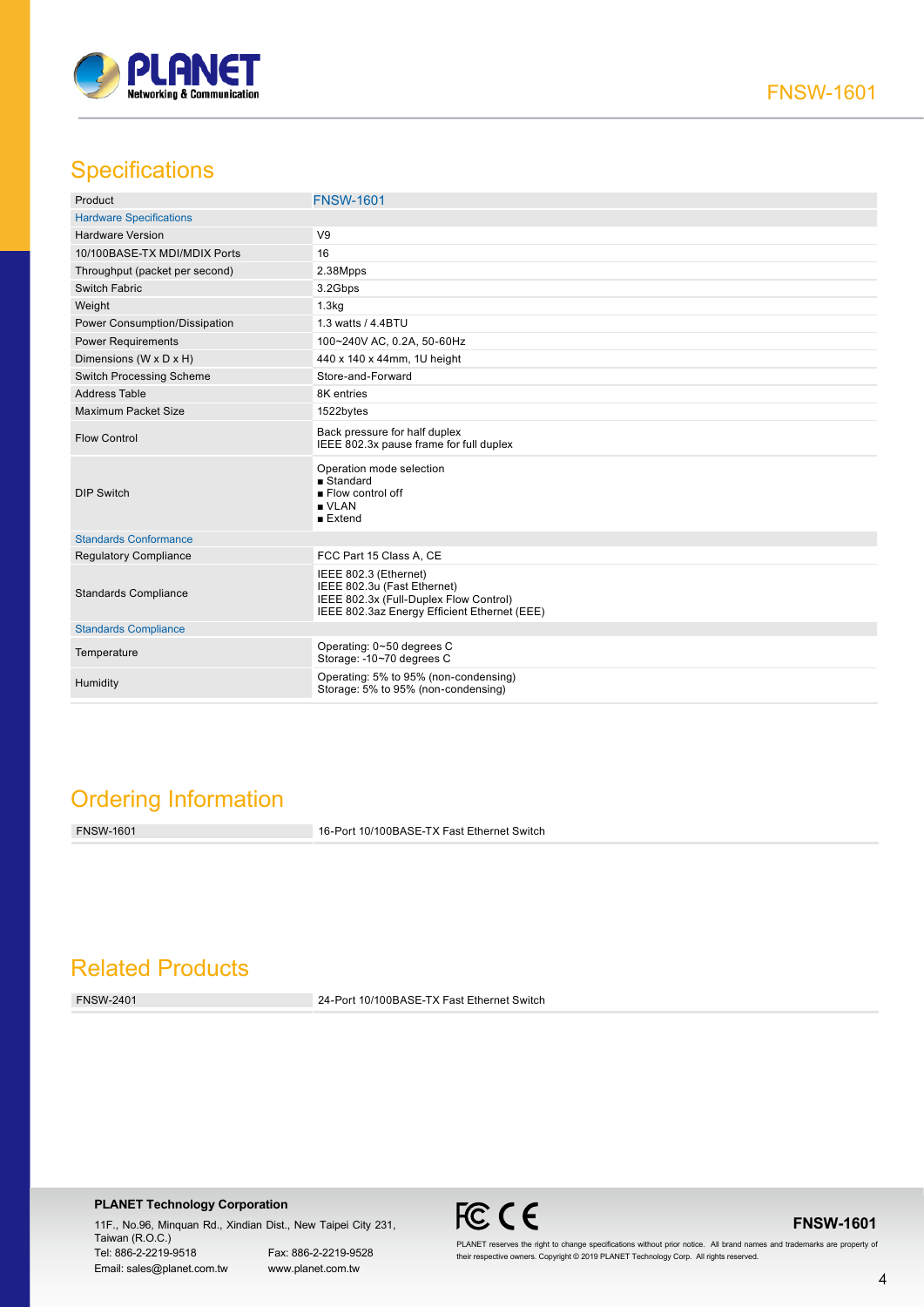## Specifications

| Product | FNSW-1601 |
|---|---|
| **Hardware Specifications** | |
| Hardware Version | V9 |
| 10/100BASE-TX MDI/MDIX Ports | 16 |
| Throughput (packet per second) | 2.38Mpps |
| Switch Fabric | 3.2Gbps |
| Weight | 1.3kg |
| Power Consumption/Dissipation | 1.3 watts / 4.4BTU |
| Power Requirements | 100~240V AC, 0.2A, 50-60Hz |
| Dimensions (W x D x H) | 440 x 140 x 44mm, 1U height |
| Switch Processing Scheme | Store-and-Forward |
| Address Table | 8K entries |
| Maximum Packet Size | 1522bytes |
| Flow Control | Back pressure for half duplex<br>IEEE 802.3x pause frame for full duplex |
| DIP Switch | Operation mode selection<br>■ Standard<br>■ Flow control off<br>■ VLAN<br>■ Extend |
| **Standards Conformance** | |
| Regulatory Compliance | FCC Part 15 Class A, CE |
| Standards Compliance | IEEE 802.3 (Ethernet)<br>IEEE 802.3u (Fast Ethernet)<br>IEEE 802.3x (Full-Duplex Flow Control)<br>IEEE 802.3az Energy Efficient Ethernet (EEE) |
| **Standards Compliance** | |
| Temperature | Operating: 0~50 degrees C<br>Storage: -10~70 degrees C |
| Humidity | Operating: 5% to 95% (non-condensing)<br>Storage: 5% to 95% (non-condensing) |

## Ordering Information

| | |
|---|---|
| FNSW-1601 | 16-Port 10/100BASE-TX Fast Ethernet Switch |

## Related Products

| | |
|---|---|
| FNSW-2401 | 24-Port 10/100BASE-TX Fast Ethernet Switch |

**PLANET Technology Corporation**

11F., No.96, Minquan Rd., Xindian Dist., New Taipei City 231, Taiwan (R.O.C.)

Tel: 886-2-2219-9518 Fax: 886-2-2219-9528

Email: sales@planet.com.tw www.planet.com.tw

**FNSW-1601**

PLANET reserves the right to change specifications without prior notice. All brand names and trademarks are property of their respective owners. Copyright © 2019 PLANET Technology Corp. All rights reserved.